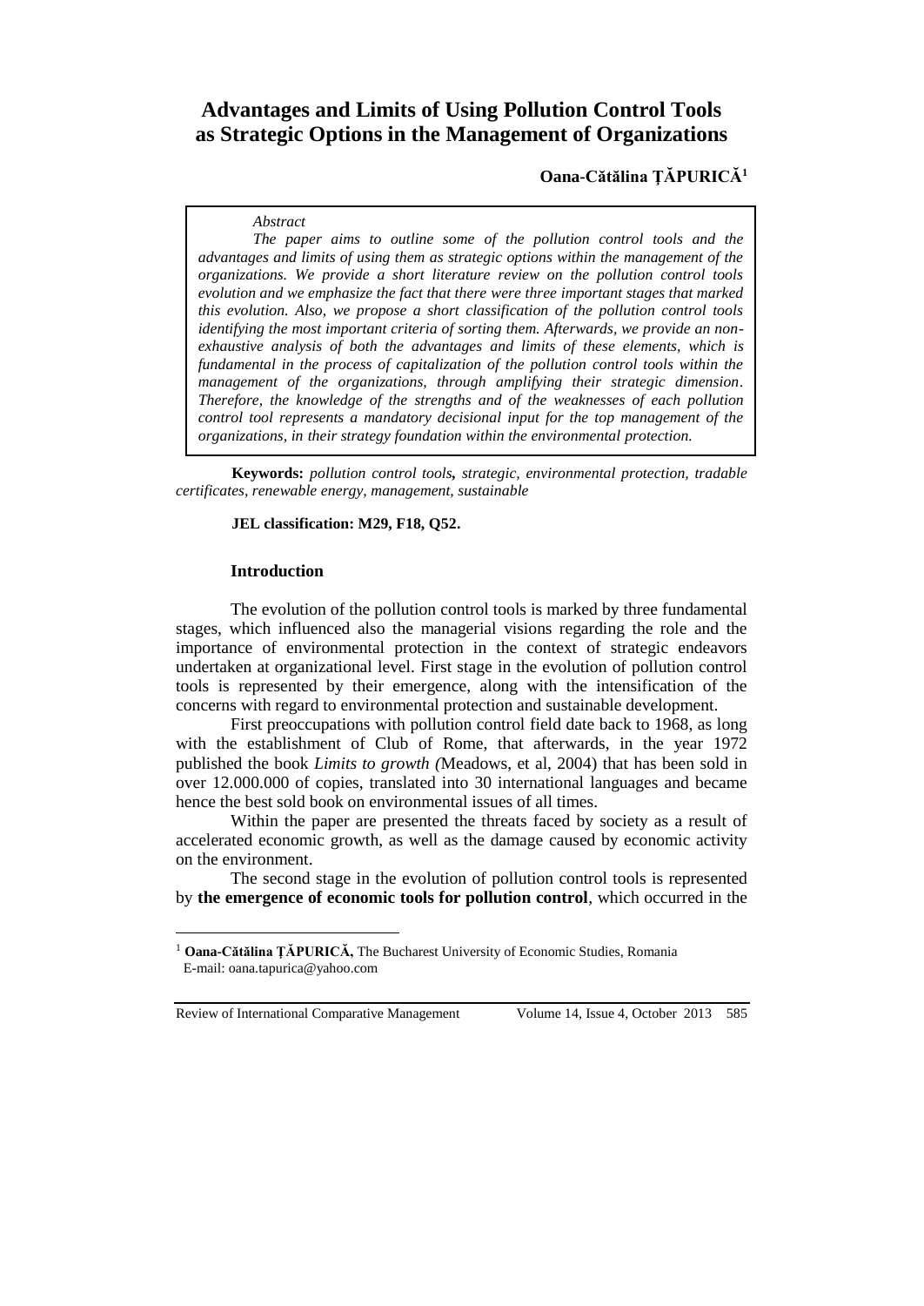# Advantages and Limits of Using Pollution Control Tools as Strategic Options in the Management of Organizations

**Oana-Cătălina ŢĂPURICĂ**[1]

*Abstract*

*The paper aims to outline some of the pollution control tools and the advantages and limits of using them as strategic options within the management of the organizations. We provide a short literature review on the pollution control tools evolution and we emphasize the fact that there were three important stages that marked this evolution. Also, we propose a short classification of the pollution control tools identifying the most important criteria of sorting them. Afterwards, we provide an non-exhaustive analysis of both the advantages and limits of these elements, which is fundamental in the process of capitalization of the pollution control tools within the management of the organizations, through amplifying their strategic dimension. Therefore, the knowledge of the strengths and of the weaknesses of each pollution control tool represents a mandatory decisional input for the top management of the organizations, in their strategy foundation within the environmental protection.*

**Keywords:** *pollution control tools, strategic, environmental protection, tradable certificates, renewable energy, management, sustainable*

**JEL classification: M29, F18, Q52.**

## Introduction

The evolution of the pollution control tools is marked by three fundamental stages, which influenced also the managerial visions regarding the role and the importance of environmental protection in the context of strategic endeavors undertaken at organizational level. First stage in the evolution of pollution control tools is represented by their emergence, along with the intensification of the concerns with regard to environmental protection and sustainable development.

First preoccupations with pollution control field date back to 1968, as long with the establishment of Club of Rome, that afterwards, in the year 1972 published the book *Limits to growth (*Meadows, et al, 2004) that has been sold in over 12.000.000 of copies, translated into 30 international languages and became hence the best sold book on environmental issues of all times.

Within the paper are presented the threats faced by society as a result of accelerated economic growth, as well as the damage caused by economic activity on the environment.

The second stage in the evolution of pollution control tools is represented by **the emergence of economic tools for pollution control**, which occurred in the

---

[1] **Oana-Cătălina ŢĂPURICĂ,** The Bucharest University of Economic Studies, Romania
E-mail: oana.tapurica@yahoo.com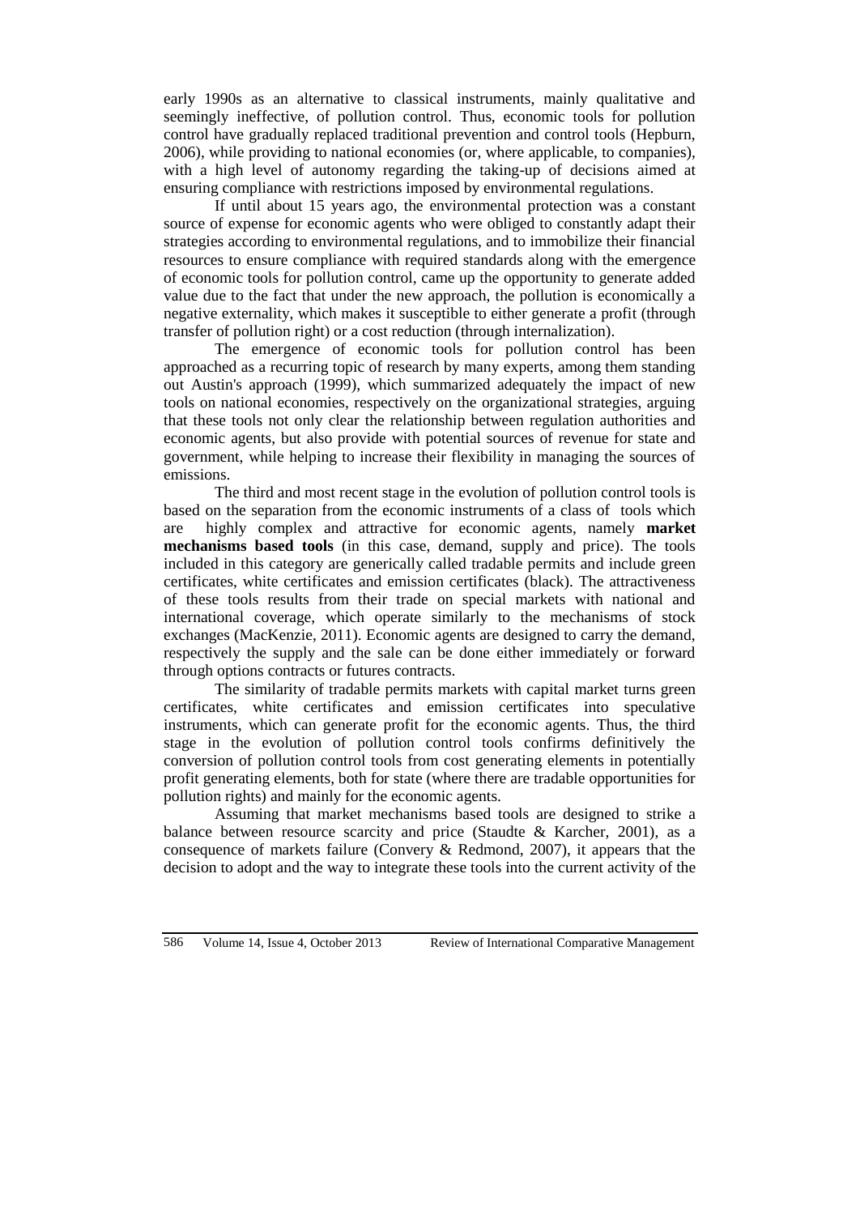early 1990s as an alternative to classical instruments, mainly qualitative and seemingly ineffective, of pollution control. Thus, economic tools for pollution control have gradually replaced traditional prevention and control tools (Hepburn, 2006), while providing to national economies (or, where applicable, to companies), with a high level of autonomy regarding the taking-up of decisions aimed at ensuring compliance with restrictions imposed by environmental regulations.

If until about 15 years ago, the environmental protection was a constant source of expense for economic agents who were obliged to constantly adapt their strategies according to environmental regulations, and to immobilize their financial resources to ensure compliance with required standards along with the emergence of economic tools for pollution control, came up the opportunity to generate added value due to the fact that under the new approach, the pollution is economically a negative externality, which makes it susceptible to either generate a profit (through transfer of pollution right) or a cost reduction (through internalization).

The emergence of economic tools for pollution control has been approached as a recurring topic of research by many experts, among them standing out Austin's approach (1999), which summarized adequately the impact of new tools on national economies, respectively on the organizational strategies, arguing that these tools not only clear the relationship between regulation authorities and economic agents, but also provide with potential sources of revenue for state and government, while helping to increase their flexibility in managing the sources of emissions.

The third and most recent stage in the evolution of pollution control tools is based on the separation from the economic instruments of a class of tools which are highly complex and attractive for economic agents, namely **market mechanisms based tools** (in this case, demand, supply and price). The tools included in this category are generically called tradable permits and include green certificates, white certificates and emission certificates (black). The attractiveness of these tools results from their trade on special markets with national and international coverage, which operate similarly to the mechanisms of stock exchanges (MacKenzie, 2011). Economic agents are designed to carry the demand, respectively the supply and the sale can be done either immediately or forward through options contracts or futures contracts.

The similarity of tradable permits markets with capital market turns green certificates, white certificates and emission certificates into speculative instruments, which can generate profit for the economic agents. Thus, the third stage in the evolution of pollution control tools confirms definitively the conversion of pollution control tools from cost generating elements in potentially profit generating elements, both for state (where there are tradable opportunities for pollution rights) and mainly for the economic agents.

Assuming that market mechanisms based tools are designed to strike a balance between resource scarcity and price (Staudte & Karcher, 2001), as a consequence of markets failure (Convery & Redmond, 2007), it appears that the decision to adopt and the way to integrate these tools into the current activity of the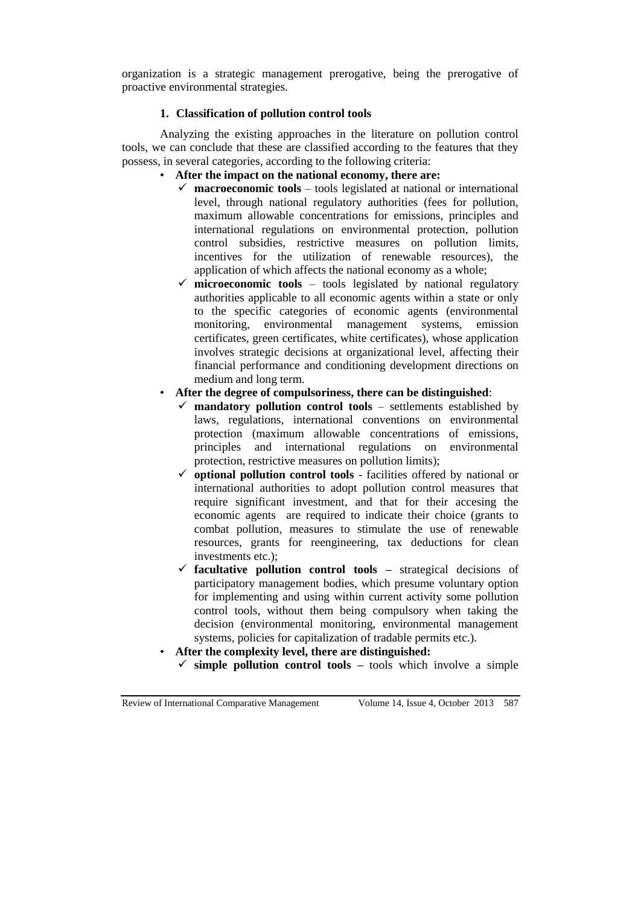organization is a strategic management prerogative, being the prerogative of proactive environmental strategies.

## 1. Classification of pollution control tools

Analyzing the existing approaches in the literature on pollution control tools, we can conclude that these are classified according to the features that they possess, in several categories, according to the following criteria:

- **After the impact on the national economy, there are:**
  - ✓ **macroeconomic tools** – tools legislated at national or international level, through national regulatory authorities (fees for pollution, maximum allowable concentrations for emissions, principles and international regulations on environmental protection, pollution control subsidies, restrictive measures on pollution limits, incentives for the utilization of renewable resources), the application of which affects the national economy as a whole;
  - ✓ **microeconomic tools** – tools legislated by national regulatory authorities applicable to all economic agents within a state or only to the specific categories of economic agents (environmental monitoring, environmental management systems, emission certificates, green certificates, white certificates), whose application involves strategic decisions at organizational level, affecting their financial performance and conditioning development directions on medium and long term.
- **After the degree of compulsoriness, there can be distinguished**:
  - ✓ **mandatory pollution control tools** – settlements established by laws, regulations, international conventions on environmental protection (maximum allowable concentrations of emissions, principles and international regulations on environmental protection, restrictive measures on pollution limits);
  - ✓ **optional pollution control tools** - facilities offered by national or international authorities to adopt pollution control measures that require significant investment, and that for their accesing the economic agents are required to indicate their choice (grants to combat pollution, measures to stimulate the use of renewable resources, grants for reengineering, tax deductions for clean investments etc.);
  - ✓ **facultative pollution control tools –** strategical decisions of participatory management bodies, which presume voluntary option for implementing and using within current activity some pollution control tools, without them being compulsory when taking the decision (environmental monitoring, environmental management systems, policies for capitalization of tradable permits etc.).
- **After the complexity level, there are distinguished:**
  - ✓ **simple pollution control tools –** tools which involve a simple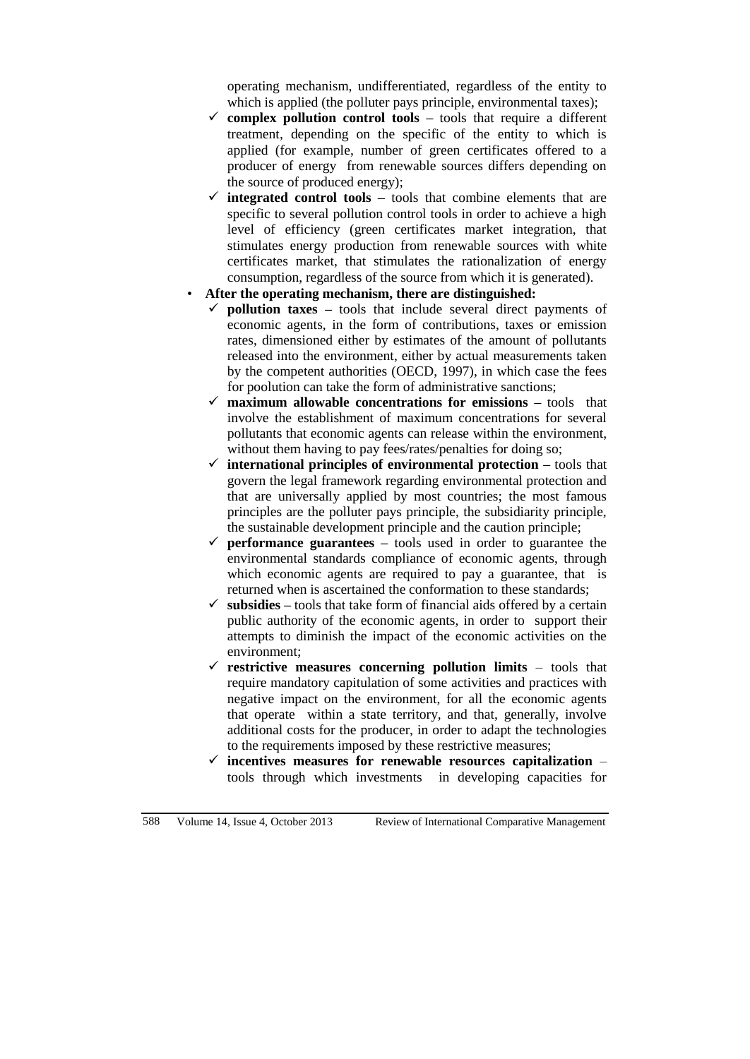operating mechanism, undifferentiated, regardless of the entity to which is applied (the polluter pays principle, environmental taxes);

- ✓ **complex pollution control tools –** tools that require a different treatment, depending on the specific of the entity to which is applied (for example, number of green certificates offered to a producer of energy from renewable sources differs depending on the source of produced energy);
- ✓ **integrated control tools –** tools that combine elements that are specific to several pollution control tools in order to achieve a high level of efficiency (green certificates market integration, that stimulates energy production from renewable sources with white certificates market, that stimulates the rationalization of energy consumption, regardless of the source from which it is generated).

- **After the operating mechanism, there are distinguished:**
  - ✓ **pollution taxes –** tools that include several direct payments of economic agents, in the form of contributions, taxes or emission rates, dimensioned either by estimates of the amount of pollutants released into the environment, either by actual measurements taken by the competent authorities (OECD, 1997), in which case the fees for poolution can take the form of administrative sanctions;
  - ✓ **maximum allowable concentrations for emissions –** tools that involve the establishment of maximum concentrations for several pollutants that economic agents can release within the environment, without them having to pay fees/rates/penalties for doing so;
  - ✓ **international principles of environmental protection –** tools that govern the legal framework regarding environmental protection and that are universally applied by most countries; the most famous principles are the polluter pays principle, the subsidiarity principle, the sustainable development principle and the caution principle;
  - ✓ **performance guarantees –** tools used in order to guarantee the environmental standards compliance of economic agents, through which economic agents are required to pay a guarantee, that is returned when is ascertained the conformation to these standards;
  - ✓ **subsidies –** tools that take form of financial aids offered by a certain public authority of the economic agents, in order to support their attempts to diminish the impact of the economic activities on the environment;
  - ✓ **restrictive measures concerning pollution limits** – tools that require mandatory capitulation of some activities and practices with negative impact on the environment, for all the economic agents that operate within a state territory, and that, generally, involve additional costs for the producer, in order to adapt the technologies to the requirements imposed by these restrictive measures;
  - ✓ **incentives measures for renewable resources capitalization** – tools through which investments in developing capacities for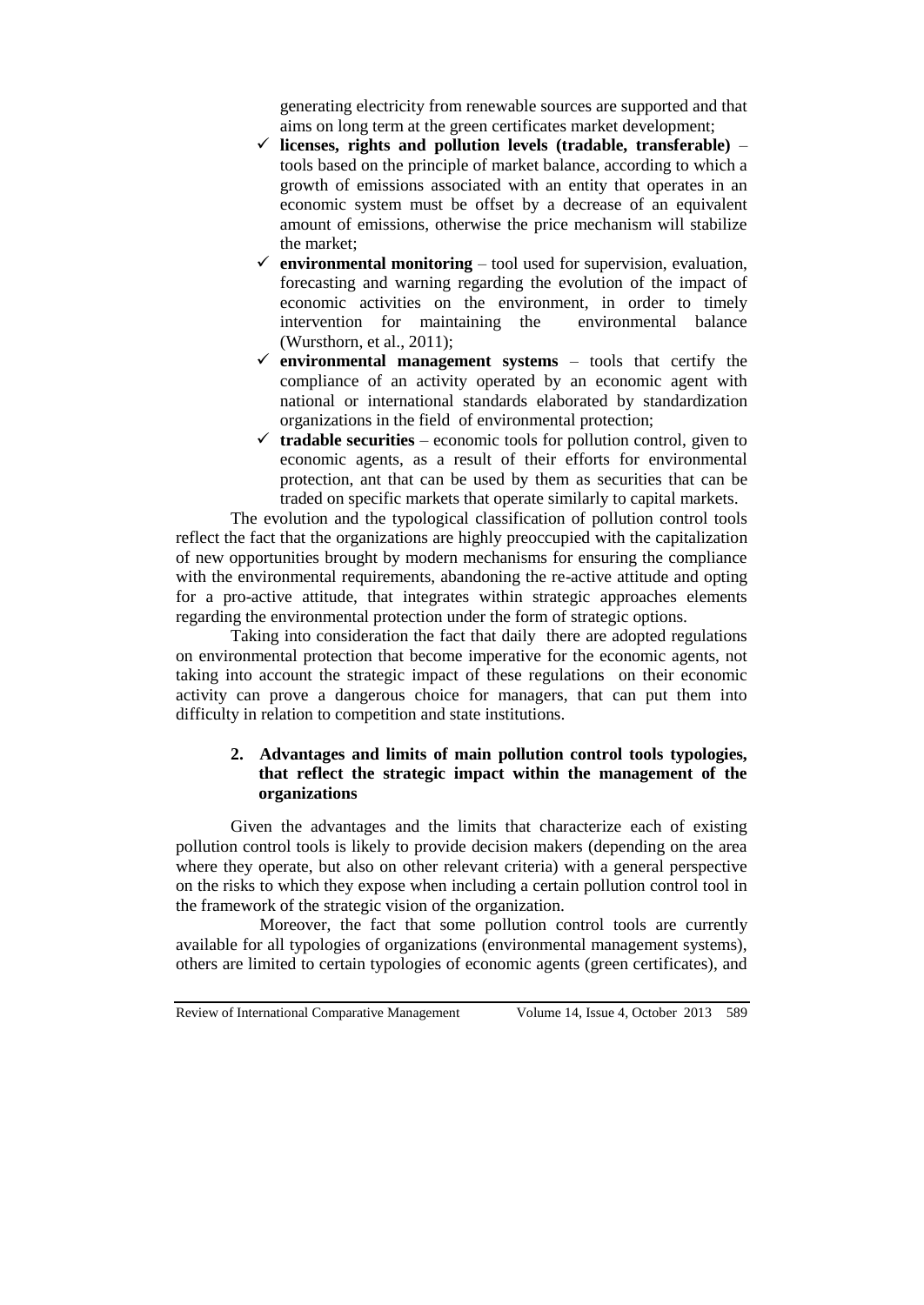generating electricity from renewable sources are supported and that aims on long term at the green certificates market development;

- ✓ **licenses, rights and pollution levels (tradable, transferable)** – tools based on the principle of market balance, according to which a growth of emissions associated with an entity that operates in an economic system must be offset by a decrease of an equivalent amount of emissions, otherwise the price mechanism will stabilize the market;
- ✓ **environmental monitoring** – tool used for supervision, evaluation, forecasting and warning regarding the evolution of the impact of economic activities on the environment, in order to timely intervention for maintaining the environmental balance (Wursthorn, et al., 2011);
- ✓ **environmental management systems** – tools that certify the compliance of an activity operated by an economic agent with national or international standards elaborated by standardization organizations in the field of environmental protection;
- ✓ **tradable securities** – economic tools for pollution control, given to economic agents, as a result of their efforts for environmental protection, ant that can be used by them as securities that can be traded on specific markets that operate similarly to capital markets.

The evolution and the typological classification of pollution control tools reflect the fact that the organizations are highly preoccupied with the capitalization of new opportunities brought by modern mechanisms for ensuring the compliance with the environmental requirements, abandoning the re-active attitude and opting for a pro-active attitude, that integrates within strategic approaches elements regarding the environmental protection under the form of strategic options.

Taking into consideration the fact that daily there are adopted regulations on environmental protection that become imperative for the economic agents, not taking into account the strategic impact of these regulations on their economic activity can prove a dangerous choice for managers, that can put them into difficulty in relation to competition and state institutions.

## 2. Advantages and limits of main pollution control tools typologies, that reflect the strategic impact within the management of the organizations

Given the advantages and the limits that characterize each of existing pollution control tools is likely to provide decision makers (depending on the area where they operate, but also on other relevant criteria) with a general perspective on the risks to which they expose when including a certain pollution control tool in the framework of the strategic vision of the organization.

Moreover, the fact that some pollution control tools are currently available for all typologies of organizations (environmental management systems), others are limited to certain typologies of economic agents (green certificates), and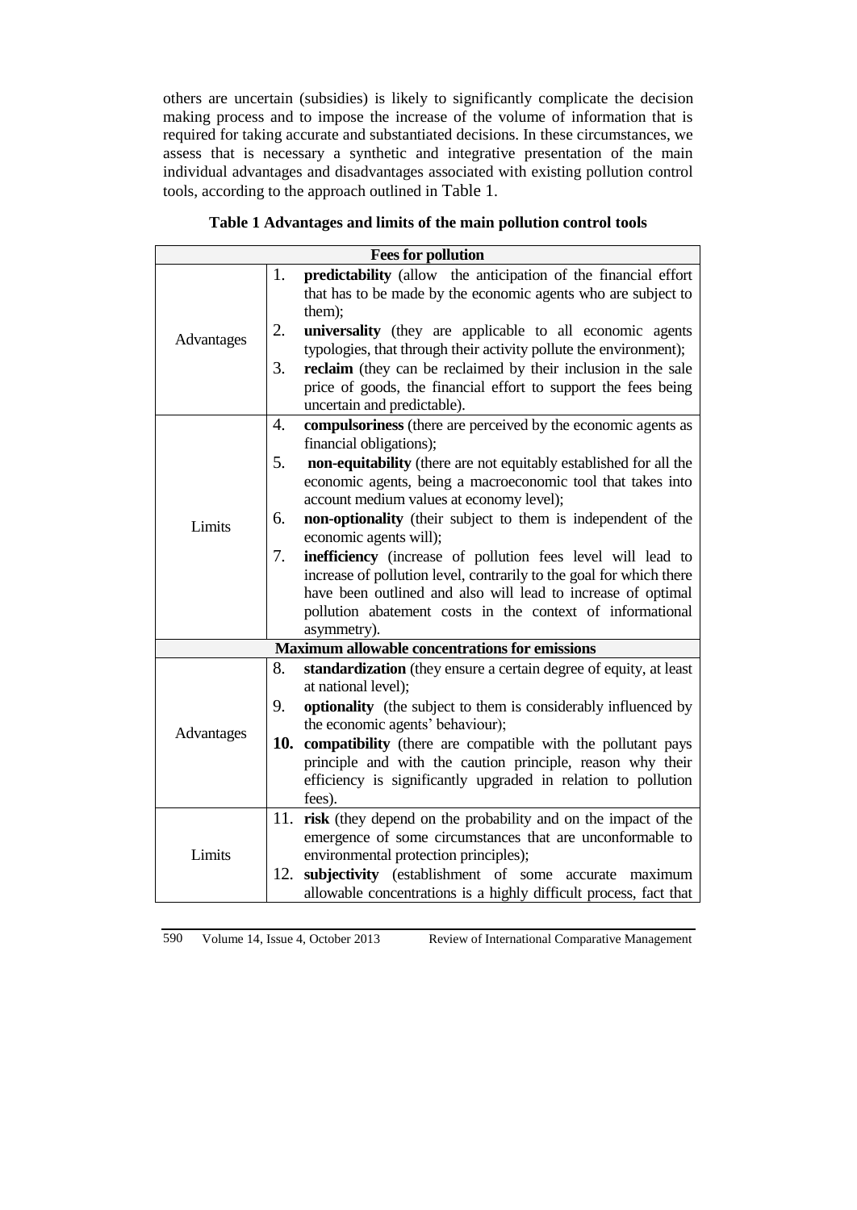others are uncertain (subsidies) is likely to significantly complicate the decision making process and to impose the increase of the volume of information that is required for taking accurate and substantiated decisions. In these circumstances, we assess that is necessary a synthetic and integrative presentation of the main individual advantages and disadvantages associated with existing pollution control tools, according to the approach outlined in Table 1.

**Table 1 Advantages and limits of the main pollution control tools**

| **Fees for pollution** | |
|---|---|
| Advantages | 1. **predictability** (allow the anticipation of the financial effort that has to be made by the economic agents who are subject to them);<br>2. **universality** (they are applicable to all economic agents typologies, that through their activity pollute the environment);<br>3. **reclaim** (they can be reclaimed by their inclusion in the sale price of goods, the financial effort to support the fees being uncertain and predictable). |
| Limits | 4. **compulsoriness** (there are perceived by the economic agents as financial obligations);<br>5. **non-equitability** (there are not equitably established for all the economic agents, being a macroeconomic tool that takes into account medium values at economy level);<br>6. **non-optionality** (their subject to them is independent of the economic agents will);<br>7. **inefficiency** (increase of pollution fees level will lead to increase of pollution level, contrarily to the goal for which there have been outlined and also will lead to increase of optimal pollution abatement costs in the context of informational asymmetry). |
| **Maximum allowable concentrations for emissions** | |
| Advantages | 8. **standardization** (they ensure a certain degree of equity, at least at national level);<br>9. **optionality** (the subject to them is considerably influenced by the economic agents' behaviour);<br>10. **compatibility** (there are compatible with the pollutant pays principle and with the caution principle, reason why their efficiency is significantly upgraded in relation to pollution fees). |
| Limits | 11. **risk** (they depend on the probability and on the impact of the emergence of some circumstances that are unconformable to environmental protection principles);<br>12. **subjectivity** (establishment of some accurate maximum allowable concentrations is a highly difficult process, fact that |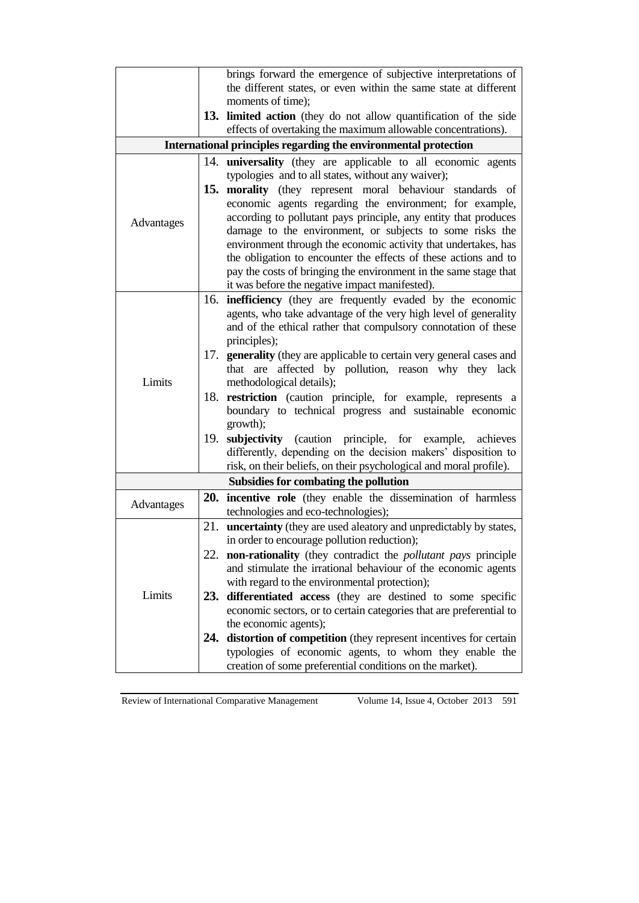| | |
|---|---|
| | brings forward the emergence of subjective interpretations of the different states, or even within the same state at different moments of time);<br>13. **limited action** (they do not allow quantification of the side effects of overtaking the maximum allowable concentrations). |
| **International principles regarding the environmental protection** | |
| Advantages | 14. **universality** (they are applicable to all economic agents typologies and to all states, without any waiver);<br>15. **morality** (they represent moral behaviour standards of economic agents regarding the environment; for example, according to pollutant pays principle, any entity that produces damage to the environment, or subjects to some risks the environment through the economic activity that undertakes, has the obligation to encounter the effects of these actions and to pay the costs of bringing the environment in the same stage that it was before the negative impact manifested). |
| Limits | 16. **inefficiency** (they are frequently evaded by the economic agents, who take advantage of the very high level of generality and of the ethical rather that compulsory connotation of these principles);<br>17. **generality** (they are applicable to certain very general cases and that are affected by pollution, reason why they lack methodological details);<br>18. **restriction** (caution principle, for example, represents a boundary to technical progress and sustainable economic growth);<br>19. **subjectivity** (caution principle, for example, achieves differently, depending on the decision makers' disposition to risk, on their beliefs, on their psychological and moral profile). |
| **Subsidies for combating the pollution** | |
| Advantages | 20. **incentive role** (they enable the dissemination of harmless technologies and eco-technologies); |
| Limits | 21. **uncertainty** (they are used aleatory and unpredictably by states, in order to encourage pollution reduction);<br>22. **non-rationality** (they contradict the *pollutant pays* principle and stimulate the irrational behaviour of the economic agents with regard to the environmental protection);<br>23. **differentiated access** (they are destined to some specific economic sectors, or to certain categories that are preferential to the economic agents);<br>24. **distortion of competition** (they represent incentives for certain typologies of economic agents, to whom they enable the creation of some preferential conditions on the market). |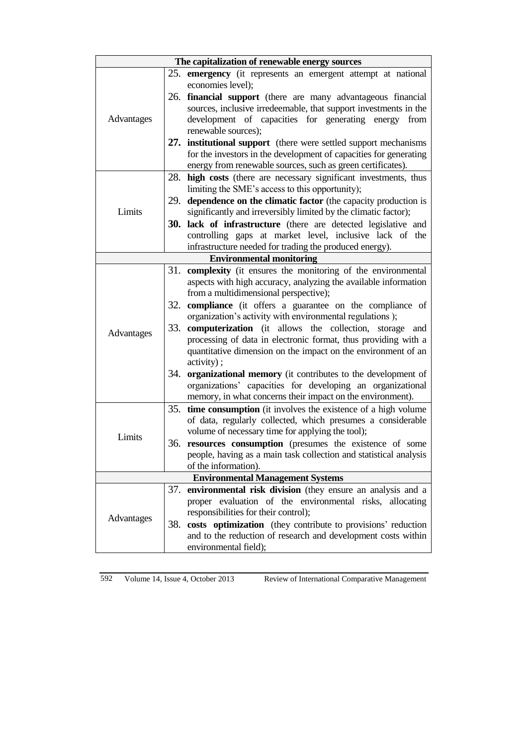| The capitalization of renewable energy sources | |
|---|---|
| Advantages | 25. **emergency** (it represents an emergent attempt at national economies level);<br>26. **financial support** (there are many advantageous financial sources, inclusive irredeemable, that support investments in the development of capacities for generating energy from renewable sources);<br>27. **institutional support** (there were settled support mechanisms for the investors in the development of capacities for generating energy from renewable sources, such as green certificates). |
| Limits | 28. **high costs** (there are necessary significant investments, thus limiting the SME's access to this opportunity);<br>29. **dependence on the climatic factor** (the capacity production is significantly and irreversibly limited by the climatic factor);<br>30. **lack of infrastructure** (there are detected legislative and controlling gaps at market level, inclusive lack of the infrastructure needed for trading the produced energy). |
| **Environmental monitoring** | |
| Advantages | 31. **complexity** (it ensures the monitoring of the environmental aspects with high accuracy, analyzing the available information from a multidimensional perspective);<br>32. **compliance** (it offers a guarantee on the compliance of organization's activity with environmental regulations );<br>33. **computerization** (it allows the collection, storage and processing of data in electronic format, thus providing with a quantitative dimension on the impact on the environment of an activity) ;<br>34. **organizational memory** (it contributes to the development of organizations' capacities for developing an organizational memory, in what concerns their impact on the environment). |
| Limits | 35. **time consumption** (it involves the existence of a high volume of data, regularly collected, which presumes a considerable volume of necessary time for applying the tool);<br>36. **resources consumption** (presumes the existence of some people, having as a main task collection and statistical analysis of the information). |
| **Environmental Management Systems** | |
| Advantages | 37. **environmental risk division** (they ensure an analysis and a proper evaluation of the environmental risks, allocating responsibilities for their control);<br>38. **costs optimization** (they contribute to provisions' reduction and to the reduction of research and development costs within environmental field); |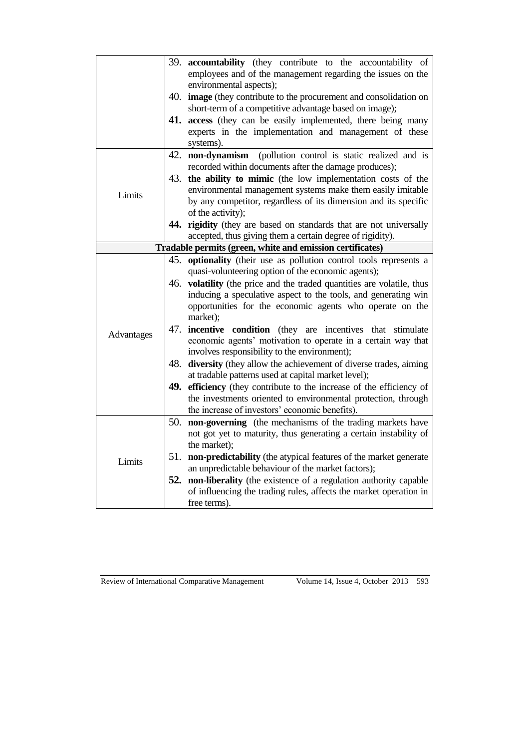| | |
|---|---|
| | 39. **accountability** (they contribute to the accountability of employees and of the management regarding the issues on the environmental aspects);<br>40. **image** (they contribute to the procurement and consolidation on short-term of a competitive advantage based on image);<br>**41.** **access** (they can be easily implemented, there being many experts in the implementation and management of these systems). |
| Limits | 42. **non-dynamism** (pollution control is static realized and is recorded within documents after the damage produces);<br>43. **the ability to mimic** (the low implementation costs of the environmental management systems make them easily imitable by any competitor, regardless of its dimension and its specific of the activity);<br>**44.** **rigidity** (they are based on standards that are not universally accepted, thus giving them a certain degree of rigidity). |
| **Tradable permits (green, white and emission certificates)** | |
| Advantages | 45. **optionality** (their use as pollution control tools represents a quasi-volunteering option of the economic agents);<br>46. **volatility** (the price and the traded quantities are volatile, thus inducing a speculative aspect to the tools, and generating win opportunities for the economic agents who operate on the market);<br>47. **incentive condition** (they are incentives that stimulate economic agents' motivation to operate in a certain way that involves responsibility to the environment);<br>48. **diversity** (they allow the achievement of diverse trades, aiming at tradable patterns used at capital market level);<br>**49.** **efficiency** (they contribute to the increase of the efficiency of the investments oriented to environmental protection, through the increase of investors' economic benefits). |
| Limits | 50. **non-governing** (the mechanisms of the trading markets have not got yet to maturity, thus generating a certain instability of the market);<br>51. **non-predictability** (the atypical features of the market generate an unpredictable behaviour of the market factors);<br>**52.** **non-liberality** (the existence of a regulation authority capable of influencing the trading rules, affects the market operation in free terms). |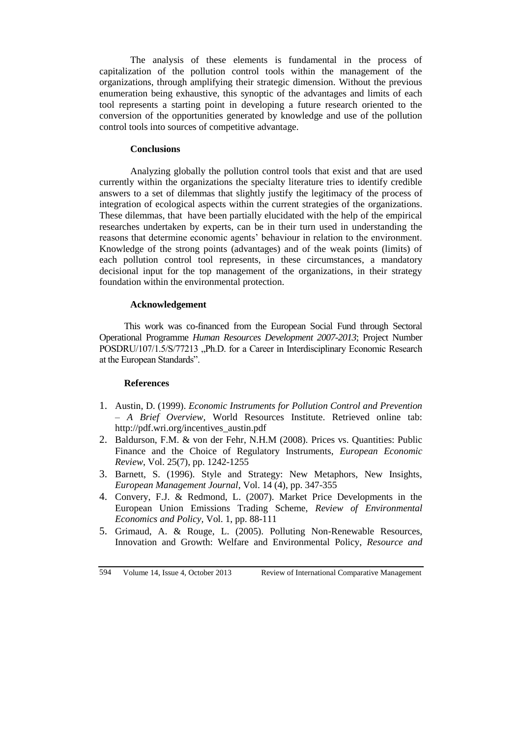The analysis of these elements is fundamental in the process of capitalization of the pollution control tools within the management of the organizations, through amplifying their strategic dimension. Without the previous enumeration being exhaustive, this synoptic of the advantages and limits of each tool represents a starting point in developing a future research oriented to the conversion of the opportunities generated by knowledge and use of the pollution control tools into sources of competitive advantage.

## Conclusions

Analyzing globally the pollution control tools that exist and that are used currently within the organizations the specialty literature tries to identify credible answers to a set of dilemmas that slightly justify the legitimacy of the process of integration of ecological aspects within the current strategies of the organizations. These dilemmas, that have been partially elucidated with the help of the empirical researches undertaken by experts, can be in their turn used in understanding the reasons that determine economic agents' behaviour in relation to the environment. Knowledge of the strong points (advantages) and of the weak points (limits) of each pollution control tool represents, in these circumstances, a mandatory decisional input for the top management of the organizations, in their strategy foundation within the environmental protection.

## Acknowledgement

This work was co-financed from the European Social Fund through Sectoral Operational Programme *Human Resources Development 2007-2013*; Project Number POSDRU/107/1.5/S/77213 „Ph.D. for a Career in Interdisciplinary Economic Research at the European Standards".

## References

1. Austin, D. (1999). *Economic Instruments for Pollution Control and Prevention – A Brief Overview,* World Resources Institute. Retrieved online tab: http://pdf.wri.org/incentives_austin.pdf
2. Baldurson, F.M. & von der Fehr, N.H.M (2008). Prices vs. Quantities: Public Finance and the Choice of Regulatory Instruments, *European Economic Review*, Vol. 25(7), pp. 1242-1255
3. Barnett, S. (1996). Style and Strategy: New Metaphors, New Insights, *European Management Journal*, Vol. 14 (4), pp. 347-355
4. Convery, F.J. & Redmond, L. (2007). Market Price Developments in the European Union Emissions Trading Scheme, *Review of Environmental Economics and Policy,* Vol. 1, pp. 88-111
5. Grimaud, A. & Rouge, L. (2005). Polluting Non-Renewable Resources, Innovation and Growth: Welfare and Environmental Policy, *Resource and*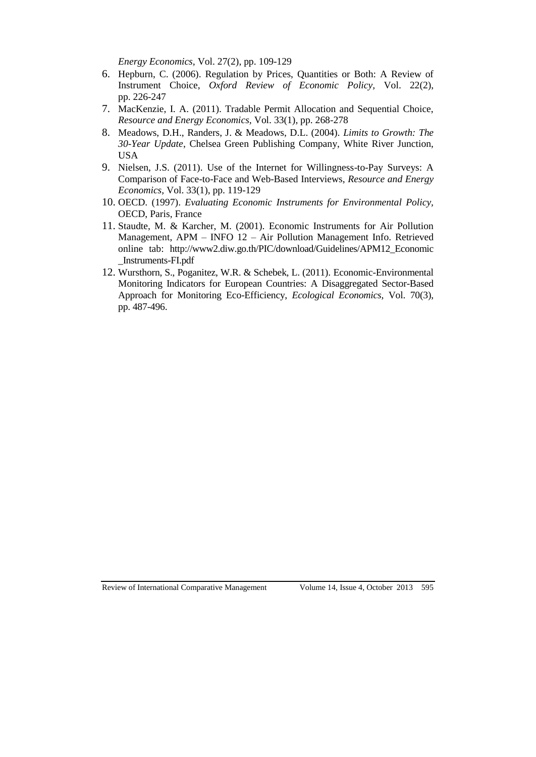*Energy Economics*, Vol. 27(2), pp. 109-129

6. Hepburn, C. (2006). Regulation by Prices, Quantities or Both: A Review of Instrument Choice, *Oxford Review of Economic Policy,* Vol. 22(2), pp. 226-247
7. MacKenzie, I. A. (2011). Tradable Permit Allocation and Sequential Choice, *Resource and Energy Economics,* Vol. 33(1), pp. 268-278
8. Meadows, D.H., Randers, J. & Meadows, D.L. (2004). *Limits to Growth: The 30-Year Update*, Chelsea Green Publishing Company, White River Junction, USA
9. Nielsen, J.S. (2011). Use of the Internet for Willingness-to-Pay Surveys: A Comparison of Face-to-Face and Web-Based Interviews, *Resource and Energy Economics,* Vol. 33(1), pp. 119-129
10. OECD. (1997). *Evaluating Economic Instruments for Environmental Policy,* OECD, Paris, France
11. Staudte, M. & Karcher, M. (2001). Economic Instruments for Air Pollution Management, APM – INFO 12 – Air Pollution Management Info. Retrieved online tab: http://www2.diw.go.th/PIC/download/Guidelines/APM12_Economic_Instruments-FI.pdf
12. Wursthorn, S., Poganitez, W.R. & Schebek, L. (2011). Economic-Environmental Monitoring Indicators for European Countries: A Disaggregated Sector-Based Approach for Monitoring Eco-Efficiency, *Ecological Economics,* Vol. 70(3), pp. 487-496.